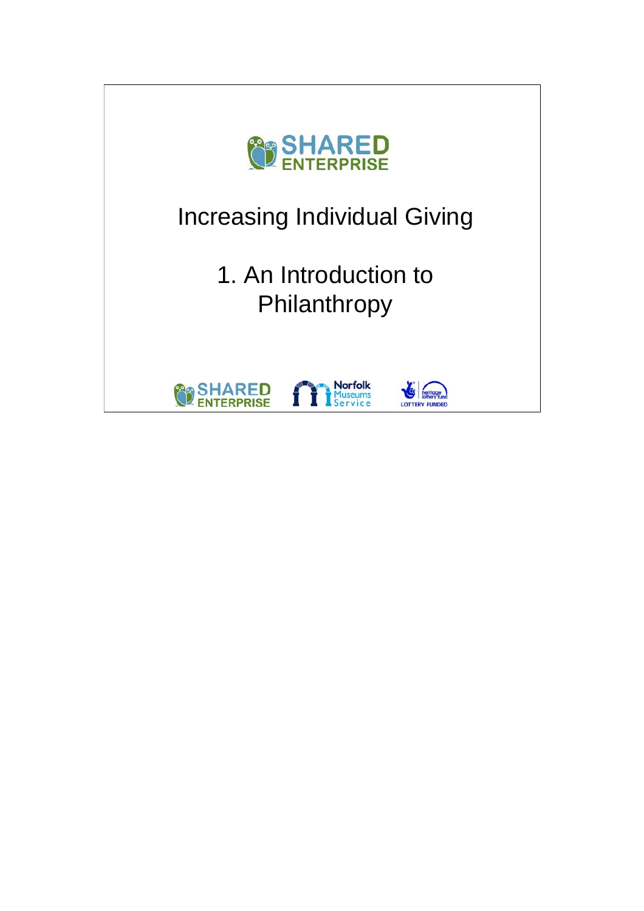SHARED ENTERPRISE

# Increasing Individual Giving

## 1. An Introduction to Philanthropy

SHARED ENTERPRISE

Norfolk Museums Service

heritage lottery fund LOTTERY FUNDED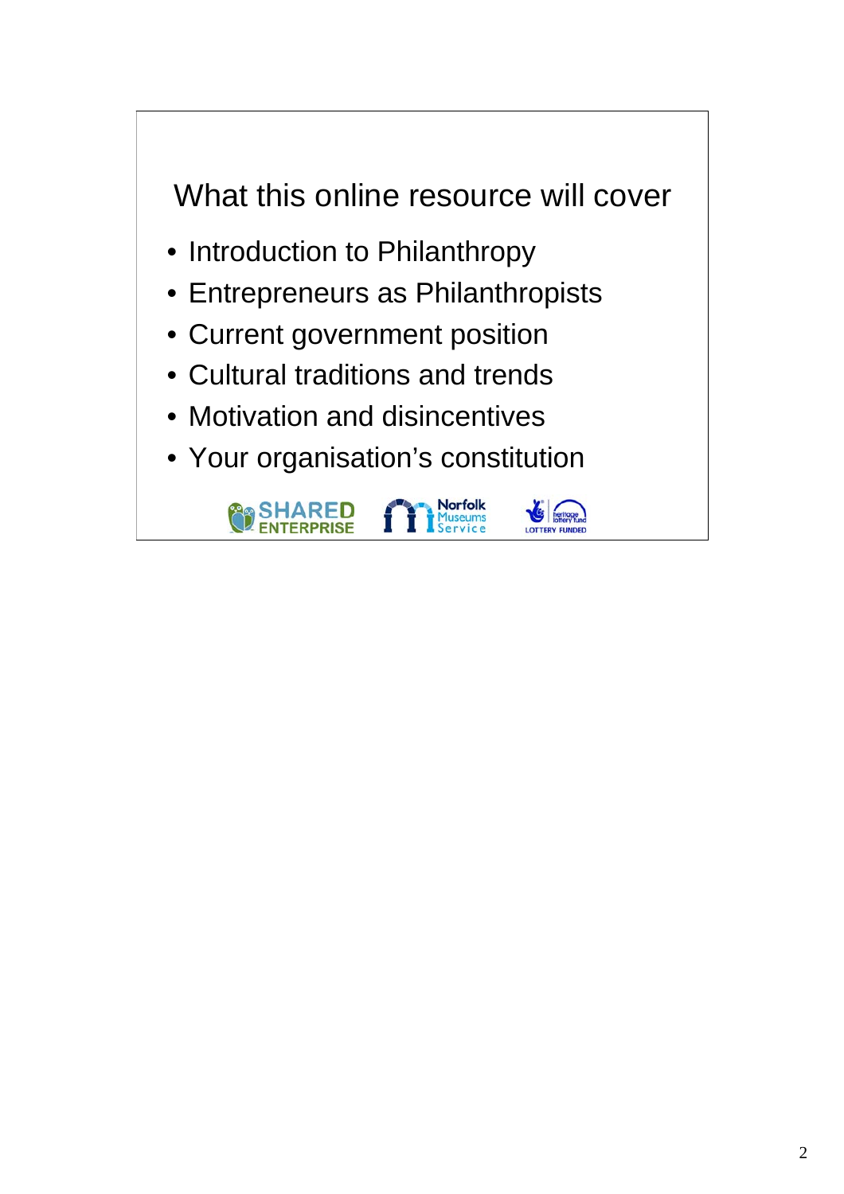# What this online resource will cover

- Introduction to Philanthropy
- Entrepreneurs as Philanthropists
- Current government position
- Cultural traditions and trends
- Motivation and disincentives
- Your organisation's constitution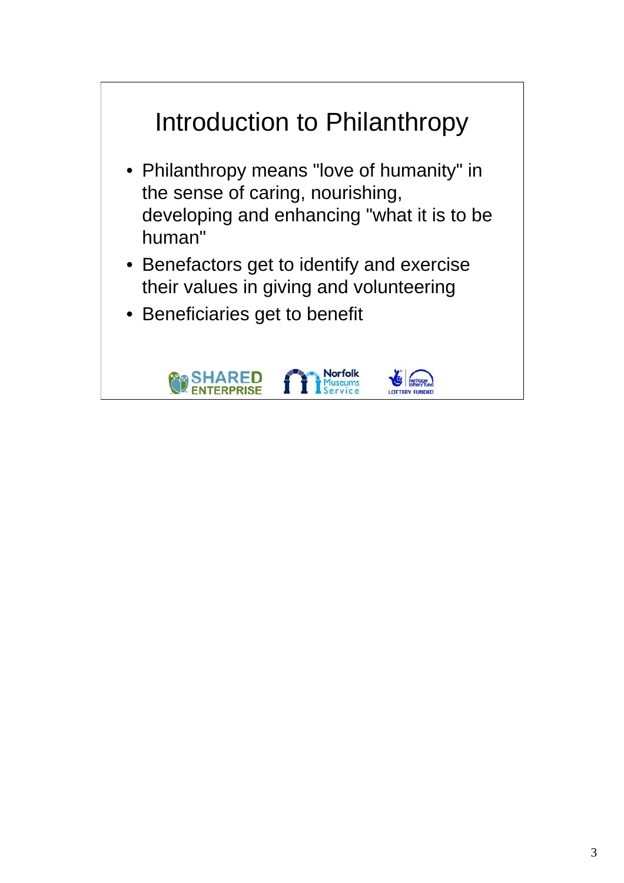# Introduction to Philanthropy

- Philanthropy means "love of humanity" in the sense of caring, nourishing, developing and enhancing "what it is to be human"
- Benefactors get to identify and exercise their values in giving and volunteering
- Beneficiaries get to benefit

SHARED ENTERPRISE | Norfolk Museums Service | heritage lottery fund LOTTERY FUNDED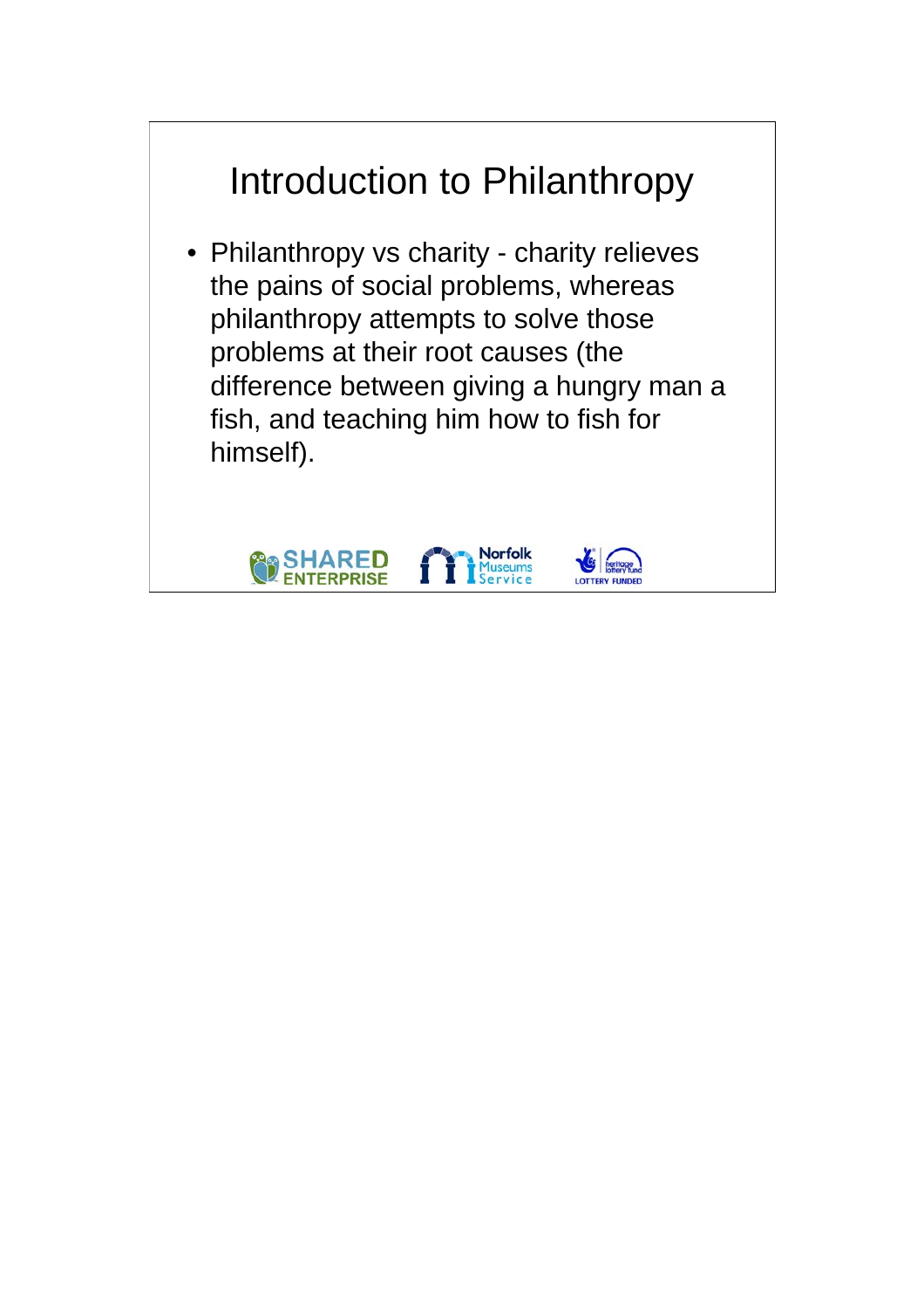# Introduction to Philanthropy

- Philanthropy vs charity - charity relieves the pains of social problems, whereas philanthropy attempts to solve those problems at their root causes (the difference between giving a hungry man a fish, and teaching him how to fish for himself).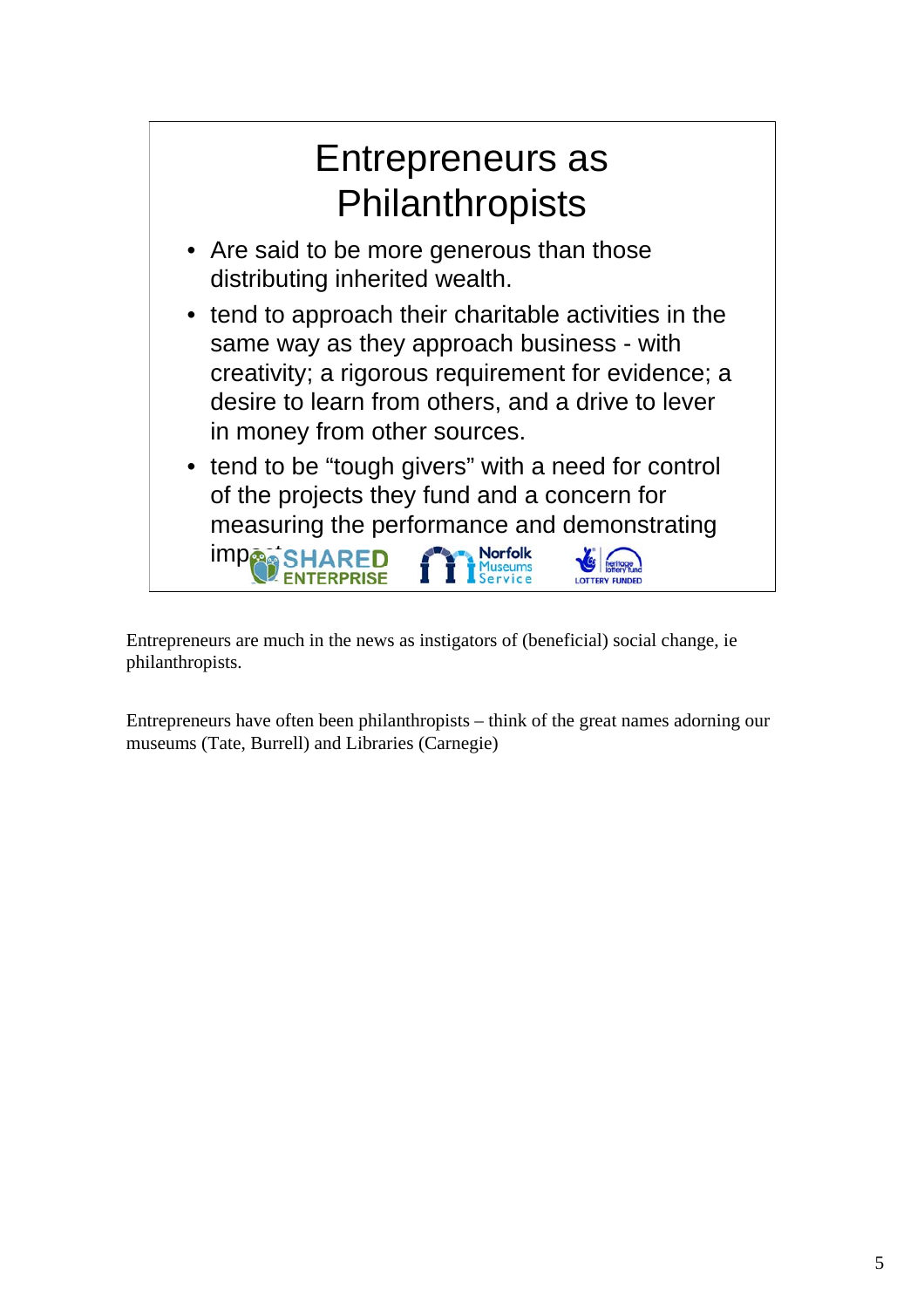# Entrepreneurs as Philanthropists

- Are said to be more generous than those distributing inherited wealth.
- tend to approach their charitable activities in the same way as they approach business - with creativity; a rigorous requirement for evidence; a desire to learn from others, and a drive to lever in money from other sources.
- tend to be "tough givers" with a need for control of the projects they fund and a concern for measuring the performance and demonstrating impact

SHARED ENTERPRISE | Norfolk Museums Service | LOTTERY FUNDED

Entrepreneurs are much in the news as instigators of (beneficial) social change, ie philanthropists.

Entrepreneurs have often been philanthropists – think of the great names adorning our museums (Tate, Burrell) and Libraries (Carnegie)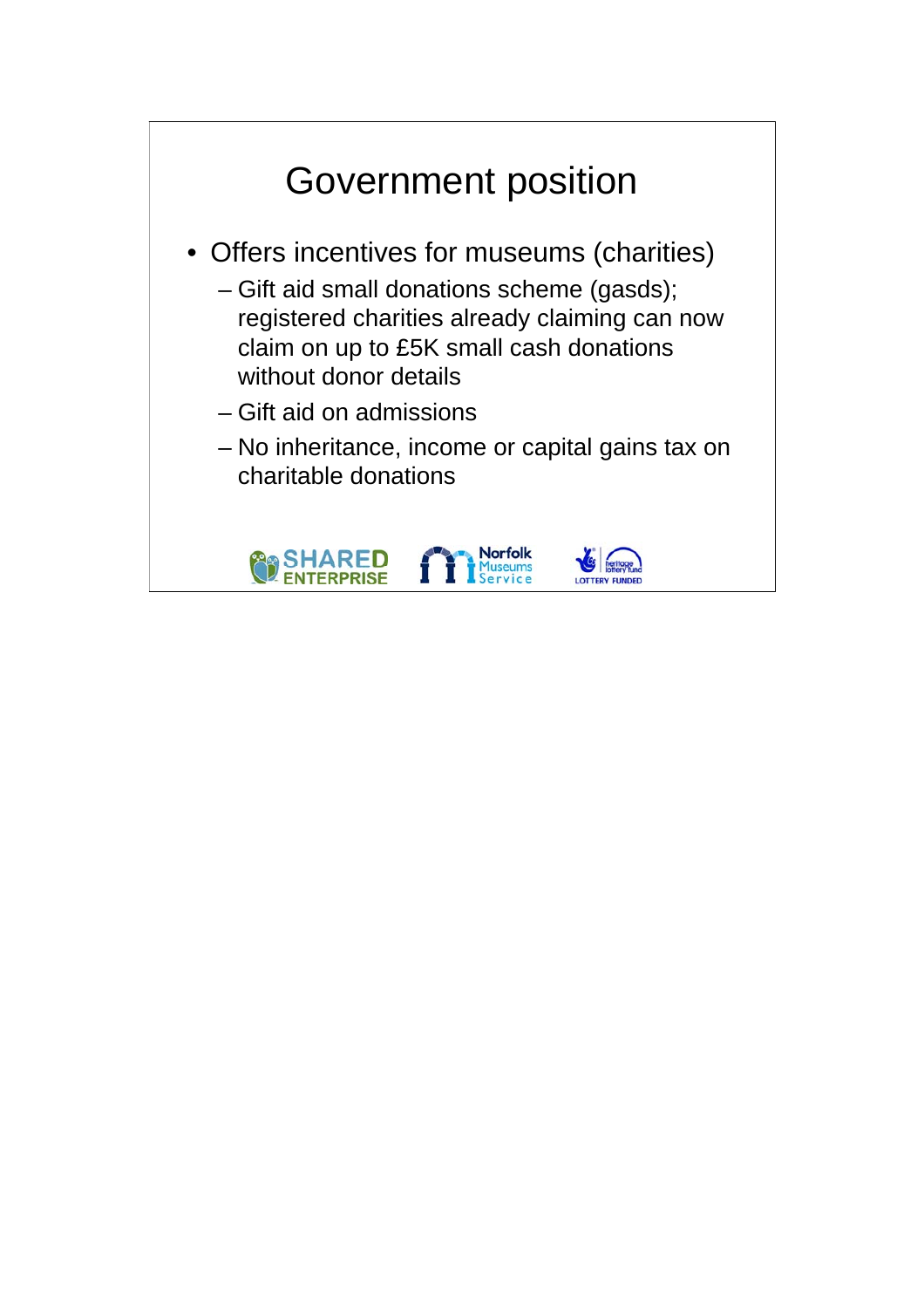# Government position

- Offers incentives for museums (charities)
  - Gift aid small donations scheme (gasds); registered charities already claiming can now claim on up to £5K small cash donations without donor details
  - Gift aid on admissions
  - No inheritance, income or capital gains tax on charitable donations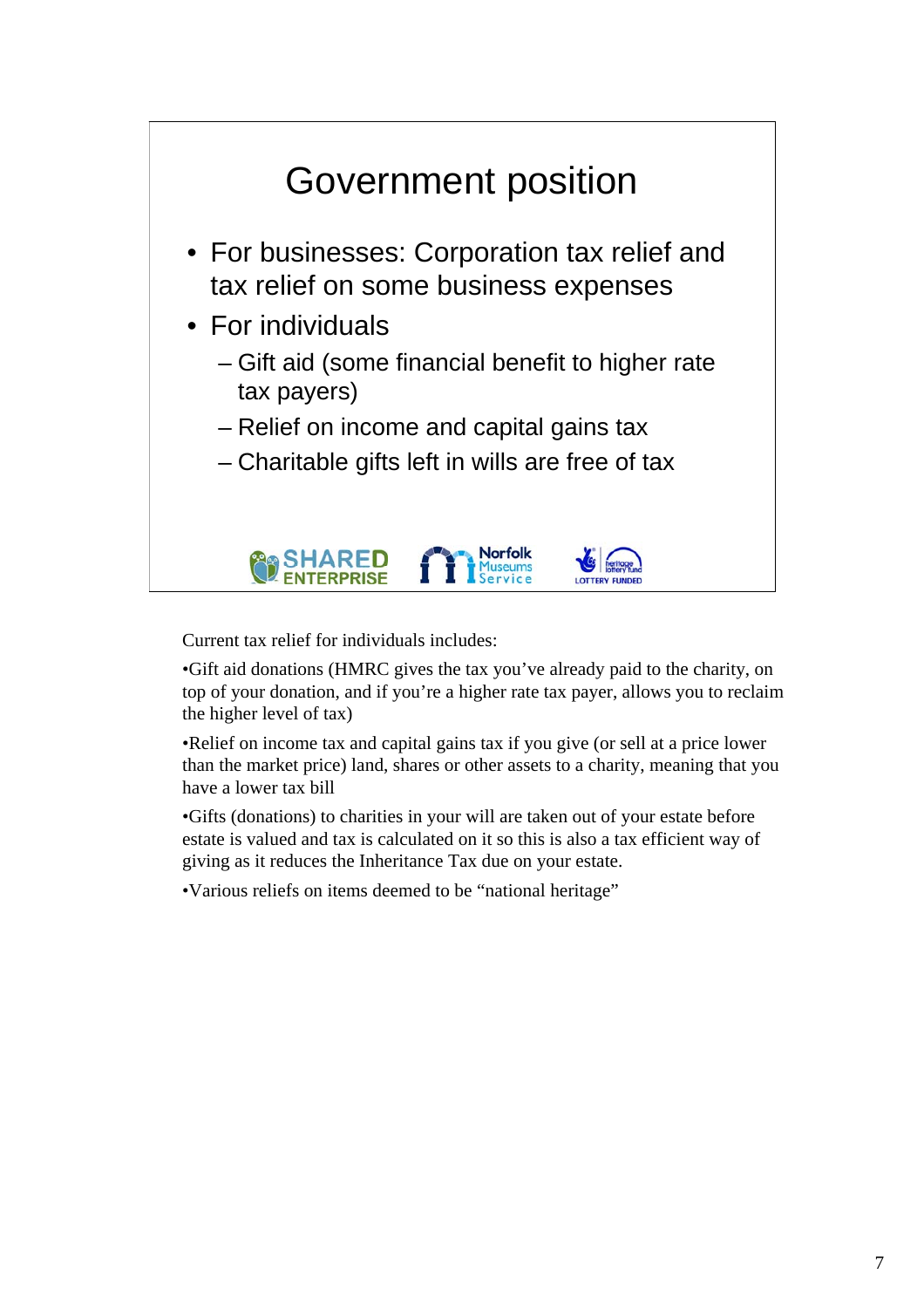# Government position

- For businesses: Corporation tax relief and tax relief on some business expenses
- For individuals
  - Gift aid (some financial benefit to higher rate tax payers)
  - Relief on income and capital gains tax
  - Charitable gifts left in wills are free of tax

SHARED ENTERPRISE | Norfolk Museums Service | heritage lottery fund LOTTERY FUNDED

Current tax relief for individuals includes:

•Gift aid donations (HMRC gives the tax you've already paid to the charity, on top of your donation, and if you're a higher rate tax payer, allows you to reclaim the higher level of tax)

•Relief on income tax and capital gains tax if you give (or sell at a price lower than the market price) land, shares or other assets to a charity, meaning that you have a lower tax bill

•Gifts (donations) to charities in your will are taken out of your estate before estate is valued and tax is calculated on it so this is also a tax efficient way of giving as it reduces the Inheritance Tax due on your estate.

•Various reliefs on items deemed to be "national heritage"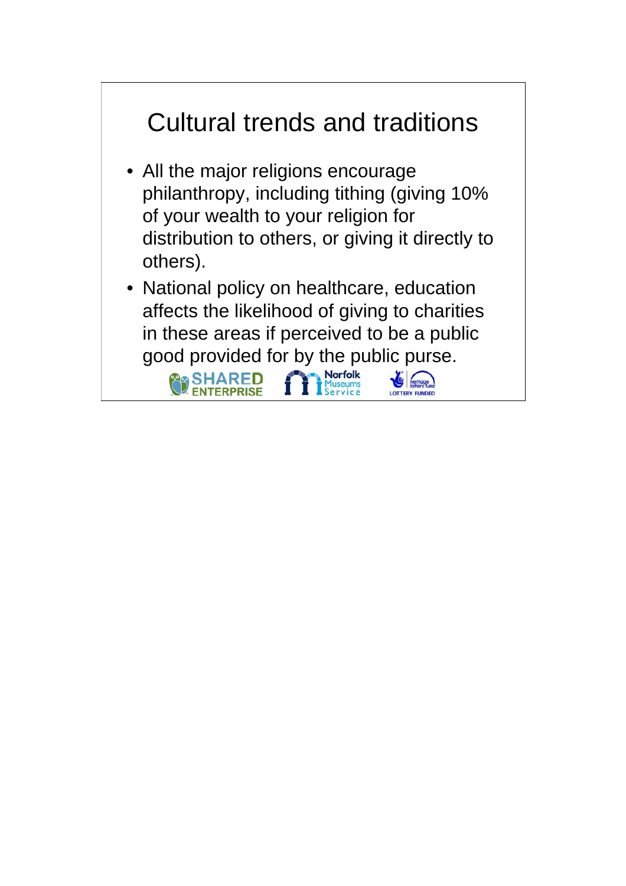# Cultural trends and traditions

- All the major religions encourage philanthropy, including tithing (giving 10% of your wealth to your religion for distribution to others, or giving it directly to others).
- National policy on healthcare, education affects the likelihood of giving to charities in these areas if perceived to be a public good provided for by the public purse.

SHARED ENTERPRISE    Norfolk Museums Service    heritage lottery fund LOTTERY FUNDED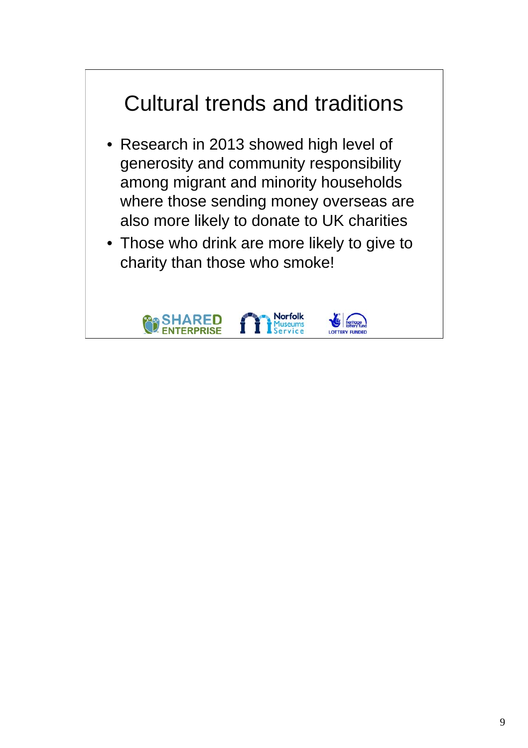# Cultural trends and traditions

- Research in 2013 showed high level of generosity and community responsibility among migrant and minority households where those sending money overseas are also more likely to donate to UK charities
- Those who drink are more likely to give to charity than those who smoke!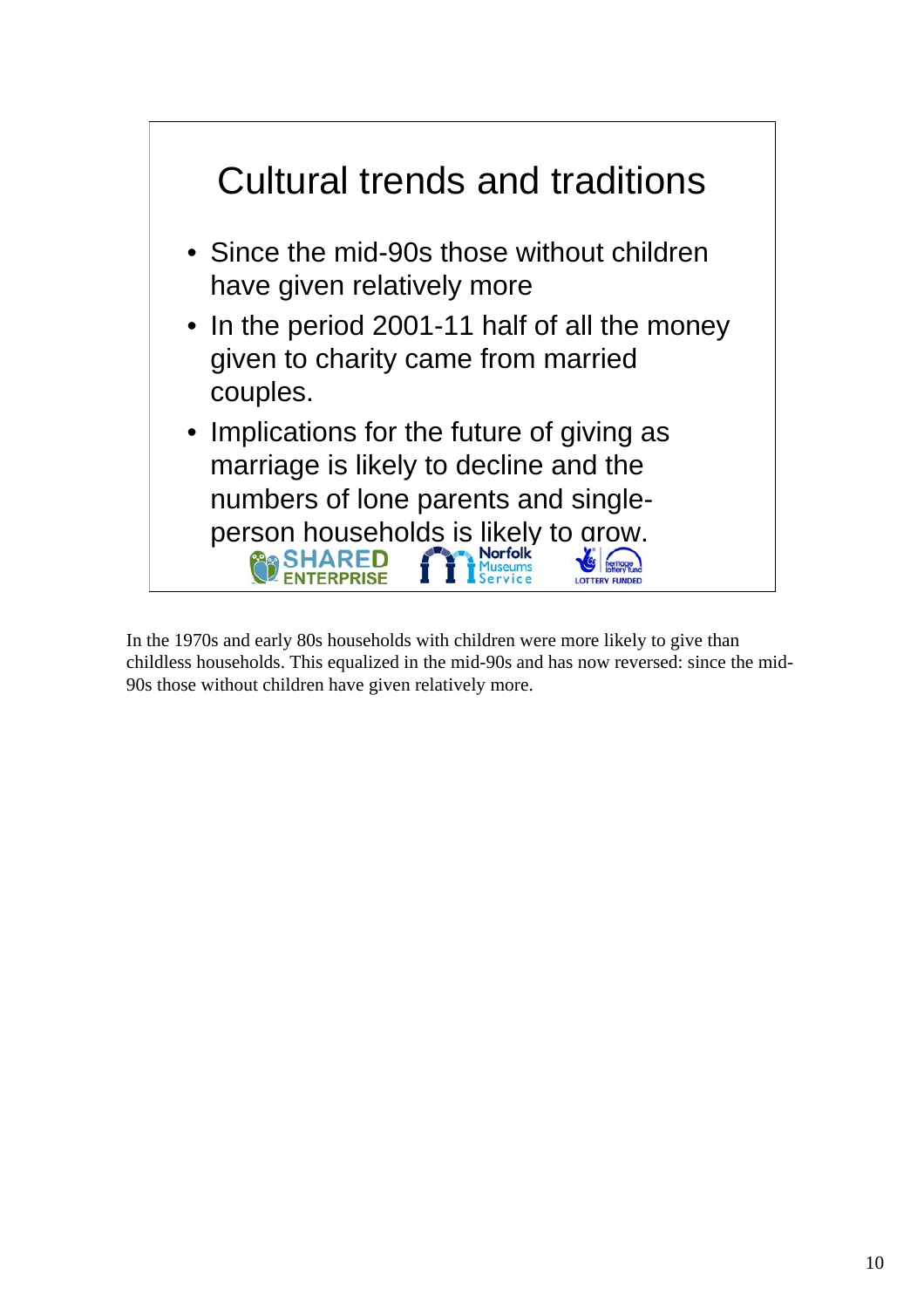# Cultural trends and traditions

- Since the mid-90s those without children have given relatively more
- In the period 2001-11 half of all the money given to charity came from married couples.
- Implications for the future of giving as marriage is likely to decline and the numbers of lone parents and single-person households is likely to grow.

SHARED ENTERPRISE | Norfolk Museums Service | LOTTERY FUNDED heritage lottery fund

In the 1970s and early 80s households with children were more likely to give than childless households. This equalized in the mid-90s and has now reversed: since the mid-90s those without children have given relatively more.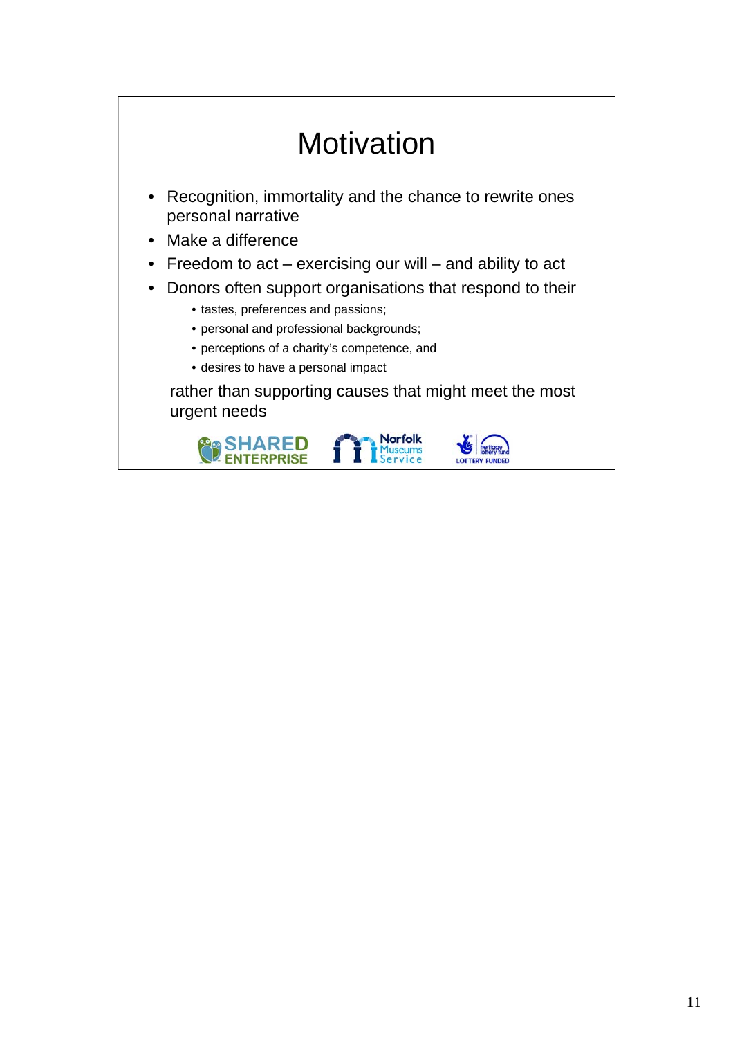# Motivation

- Recognition, immortality and the chance to rewrite ones personal narrative
- Make a difference
- Freedom to act – exercising our will – and ability to act
- Donors often support organisations that respond to their
    - tastes, preferences and passions;
    - personal and professional backgrounds;
    - perceptions of a charity's competence, and
    - desires to have a personal impact

rather than supporting causes that might meet the most urgent needs

SHARED ENTERPRISE | Norfolk Museums Service | heritage lottery fund LOTTERY FUNDED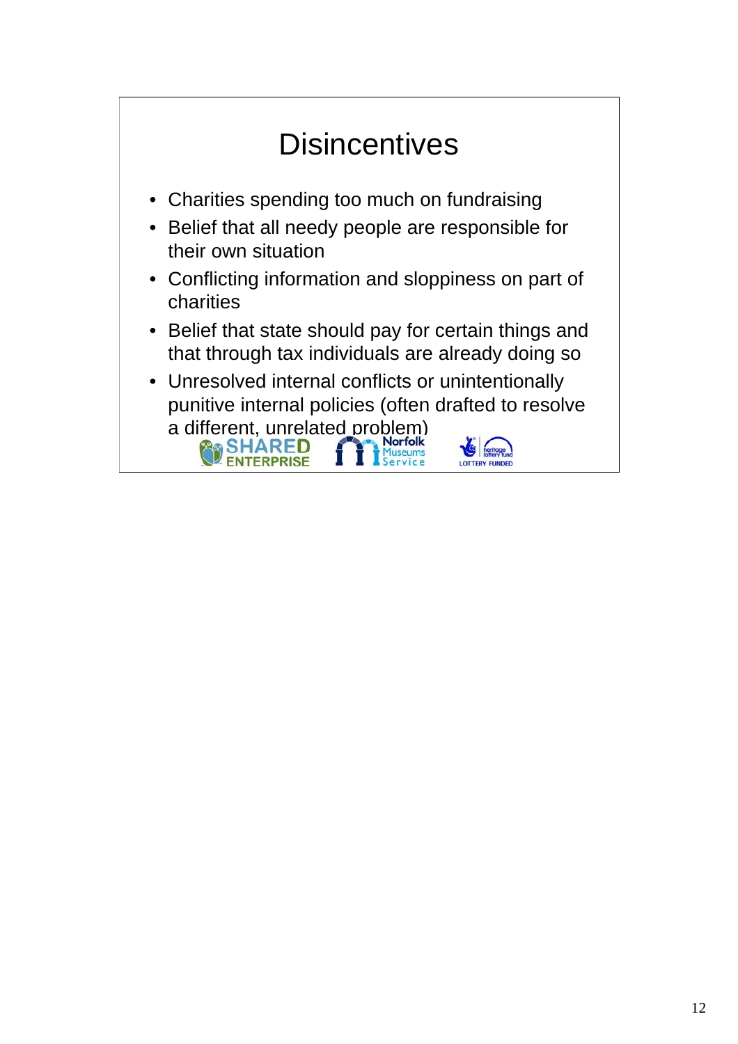# Disincentives

- Charities spending too much on fundraising
- Belief that all needy people are responsible for their own situation
- Conflicting information and sloppiness on part of charities
- Belief that state should pay for certain things and that through tax individuals are already doing so
- Unresolved internal conflicts or unintentionally punitive internal policies (often drafted to resolve a different, unrelated problem)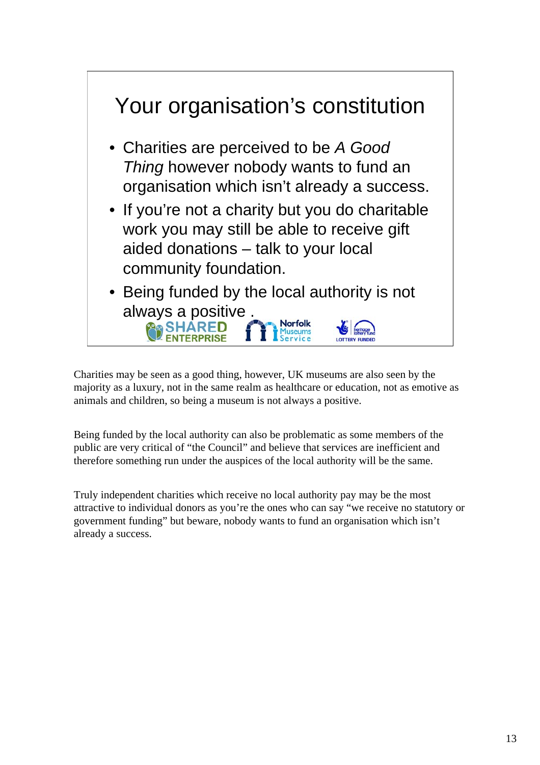# Your organisation's constitution

- Charities are perceived to be *A Good Thing* however nobody wants to fund an organisation which isn't already a success.
- If you're not a charity but you do charitable work you may still be able to receive gift aided donations – talk to your local community foundation.
- Being funded by the local authority is not always a positive .

SHARED ENTERPRISE   Norfolk Museums Service   LOTTERY FUNDED

Charities may be seen as a good thing, however, UK museums are also seen by the majority as a luxury, not in the same realm as healthcare or education, not as emotive as animals and children, so being a museum is not always a positive.

Being funded by the local authority can also be problematic as some members of the public are very critical of "the Council" and believe that services are inefficient and therefore something run under the auspices of the local authority will be the same.

Truly independent charities which receive no local authority pay may be the most attractive to individual donors as you're the ones who can say "we receive no statutory or government funding" but beware, nobody wants to fund an organisation which isn't already a success.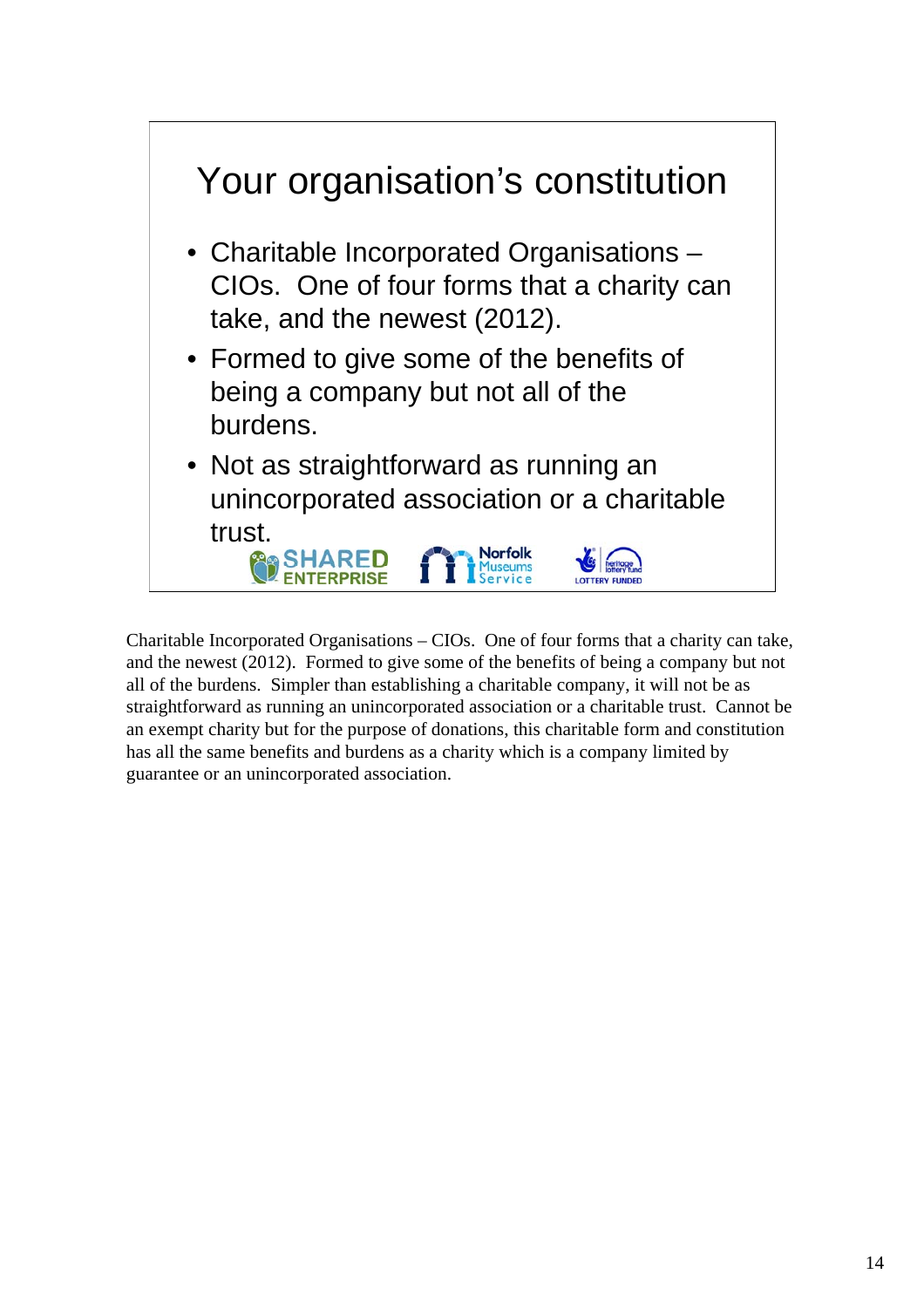# Your organisation's constitution

- Charitable Incorporated Organisations – CIOs. One of four forms that a charity can take, and the newest (2012).
- Formed to give some of the benefits of being a company but not all of the burdens.
- Not as straightforward as running an unincorporated association or a charitable trust.

SHARED ENTERPRISE    Norfolk Museums Service    heritage lottery fund LOTTERY FUNDED

Charitable Incorporated Organisations – CIOs. One of four forms that a charity can take, and the newest (2012). Formed to give some of the benefits of being a company but not all of the burdens. Simpler than establishing a charitable company, it will not be as straightforward as running an unincorporated association or a charitable trust. Cannot be an exempt charity but for the purpose of donations, this charitable form and constitution has all the same benefits and burdens as a charity which is a company limited by guarantee or an unincorporated association.